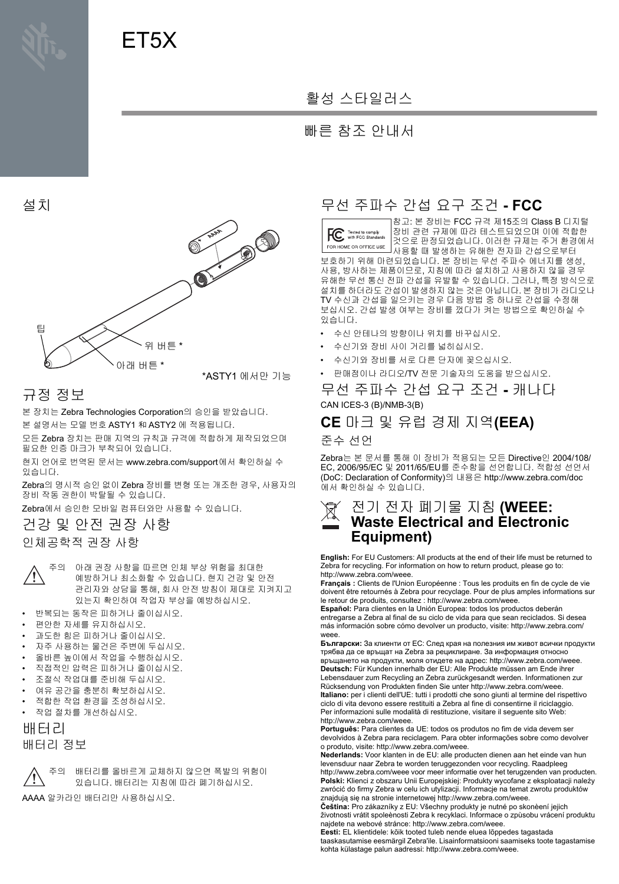# ET5X

## 활성 스타일러스

## 빠른 참조 안내서

## 설치

팁

위 버튼 *

아래 버튼 *

*ASTY1 에서만 기능

## 규정 정보

본 장치는 Zebra Technologies Corporation의 승인을 받았습니다.

본 설명서는 모델 번호 ASTY1 和 ASTY2 에 적용됩니다.

모든 Zebra 장치는 판매 지역의 규칙과 규격에 적합하게 제작되었으며 필요한 인증 마크가 부착되어 있습니다.

현지 언어로 번역된 문서는 www.zebra.com/support에서 확인하실 수 있습니다.

Zebra의 명시적 승인 없이 Zebra 장비를 변형 또는 개조한 경우, 사용자의 장비 작동 권한이 박탈될 수 있습니다.

Zebra에서 승인한 모바일 컴퓨터와만 사용할 수 있습니다.

## 건강 및 안전 권장 사항

### 인체공학적 권장 사항

주의 아래 권장 사항을 따르면 인체 부상 위험을 최대한 예방하거나 최소화할 수 있습니다. 현지 건강 및 안전 관리자와 상담을 통해, 회사 안전 방침이 제대로 지켜지고 있는지 확인하여 작업자 부상을 예방하십시오.

- 반복되는 동작은 피하거나 줄이십시오.
- 편안한 자세를 유지하십시오.
- 과도한 힘은 피하거나 줄이십시오.
- 자주 사용하는 물건은 주변에 두십시오.
- 올바른 높이에서 작업을 수행하십시오.
- 직접적인 압력은 피하거나 줄이십시오.
- 조절식 작업대를 준비해 두십시오.
- 여유 공간을 충분히 확보하십시오.
- 적합한 작업 환경을 조성하십시오.
- 작업 절차를 개선하십시오.

## 배터리

### 배터리 정보

주의 배터리를 올바르게 교체하지 않으면 폭발의 위험이 있습니다. 배터리는 지침에 따라 폐기하십시오.

AAAA 알카라인 배터리만 사용하십시오.

## 무선 주파수 간섭 요구 조건 - FCC

Tested to comply with FCC Standards FOR HOME OR OFFICE USE

참고: 본 장비는 FCC 규격 제15조의 Class B 디지털 장비 관련 규제에 따라 테스트되었으며 이에 적합한 것으로 판정되었습니다. 이러한 규제는 주거 환경에서 사용할 때 발생하는 유해한 전자파 간섭으로부터 보호하기 위해 마련되었습니다. 본 장비는 무선 주파수 에너지를 생성, 사용, 방사하는 제품이므로, 지침에 따라 설치하고 사용하지 않을 경우 유해한 무선 통신 전파 간섭을 유발할 수 있습니다. 그러나, 특정 방식으로 설치를 하더라도 간섭이 발생하지 않는 것은 아닙니다. 본 장비가 라디오나 TV 수신과 간섭을 일으키는 경우 다음 방법 중 하나로 간섭을 수정해 보십시오. 간섭 발생 여부는 장비를 껐다가 켜는 방법으로 확인하실 수 있습니다.

- 수신 안테나의 방향이나 위치를 바꾸십시오.
- 수신기와 장비 사이 거리를 넓히십시오.
- 수신기와 장비를 서로 다른 단자에 꽂으십시오.
- 판매점이나 라디오/TV 전문 기술자의 도움을 받으십시오.

## 무선 주파수 간섭 요구 조건 - 캐나다

CAN ICES-3 (B)/NMB-3(B)

## CE 마크 및 유럽 경제 지역(EEA)

### 준수 선언

Zebra는 본 문서를 통해 이 장비가 적용되는 모든 Directive인 2004/108/EC, 2006/95/EC 및 2011/65/EU를 준수함을 선언합니다. 적합성 선언서 (DoC: Declaration of Conformity)의 내용은 http://www.zebra.com/doc 에서 확인하실 수 있습니다.

## 전기 전자 폐기물 지침 (WEEE: Waste Electrical and Electronic Equipment)

**English:** For EU Customers: All products at the end of their life must be returned to Zebra for recycling. For information on how to return product, please go to: http://www.zebra.com/weee.

**Français :** Clients de l'Union Européenne : Tous les produits en fin de cycle de vie doivent être retournés à Zebra pour recyclage. Pour de plus amples informations sur le retour de produits, consultez : http://www.zebra.com/weee.

**Español:** Para clientes en la Unión Europea: todos los productos deberán entregarse a Zebra al final de su ciclo de vida para que sean reciclados. Si desea más información sobre cómo devolver un producto, visite: http://www.zebra.com/weee.

**Български:** За клиенти от ЕС: След края на полезния им живот всички продукти трябва да се връщат на Zebra за рециклиране. За информация относно връщането на продукти, моля отидете на адрес: http://www.zebra.com/weee.

**Deutsch:** Für Kunden innerhalb der EU: Alle Produkte müssen am Ende ihrer Lebensdauer zum Recycling an Zebra zurückgesandt werden. Informationen zur Rücksendung von Produkten finden Sie unter http://www.zebra.com/weee.

**Italiano:** per i clienti dell'UE: tutti i prodotti che sono giunti al termine del rispettivo ciclo di vita devono essere restituiti a Zebra al fine di consentirne il riciclaggio. Per informazioni sulle modalità di restituzione, visitare il seguente sito Web: http://www.zebra.com/weee.

**Português:** Para clientes da UE: todos os produtos no fim de vida devem ser devolvidos à Zebra para reciclagem. Para obter informações sobre como devolver o produto, visite: http://www.zebra.com/weee.

**Nederlands:** Voor klanten in de EU: alle producten dienen aan het einde van hun levensduur naar Zebra te worden teruggezonden voor recycling. Raadpleeg http://www.zebra.com/weee voor meer informatie over het terugzenden van producten.

**Polski:** Klienci z obszaru Unii Europejskiej: Produkty wycofane z eksploatacji należy zwrócić do firmy Zebra w celu ich utylizacji. Informacje na temat zwrotu produktów znajdują się na stronie internetowej http://www.zebra.com/weee.

**Čeština:** Pro zákazníky z EU: Všechny produkty je nutné po skonèení jejich životnosti vrátit spoleènosti Zebra k recyklaci. Informace o způsobu vrácení produktu najdete na webové stránce: http://www.zebra.com/weee.

**Eesti:** EL klientidele: kõik tooted tuleb nende eluea lõppedes tagastada taaskasutamise eesmärgil Zebra'ile. Lisainformatsiooni saamiseks toote tagastamise kohta külastage palun aadressi: http://www.zebra.com/weee.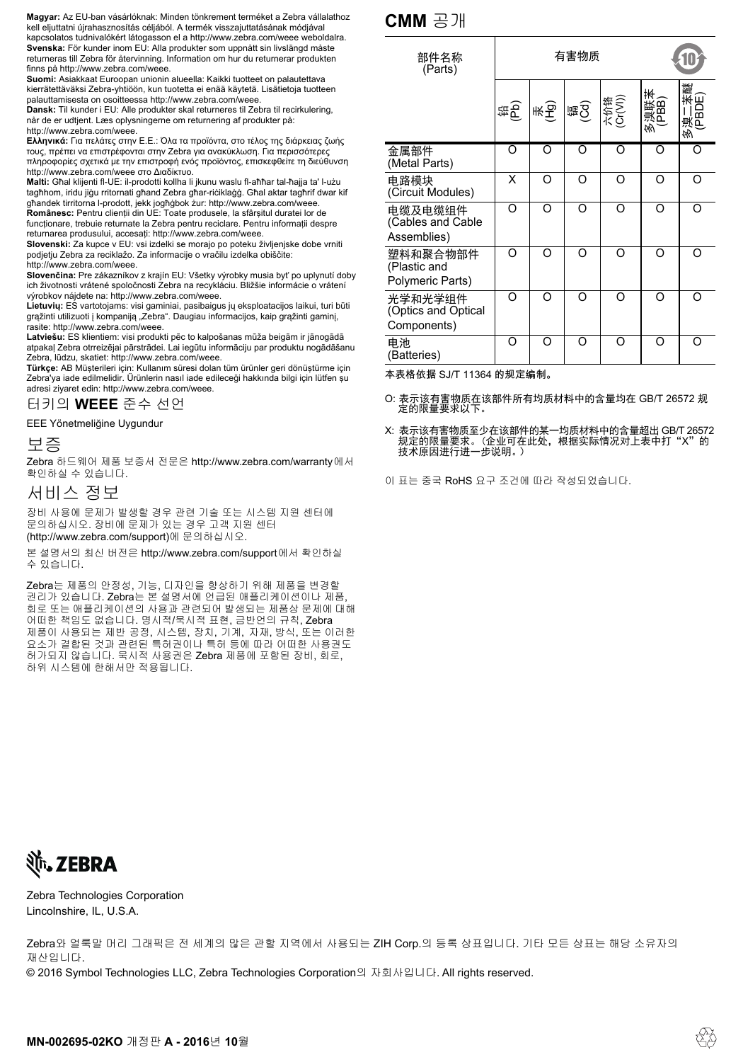**Magyar:** Az EU-ban vásárlóknak: Minden tönkrement terméket a Zebra vállalathoz kell eljuttatni újrahasznosítás céljából. A termék visszajuttatásának módjával kapcsolatos tudnivalókért látogasson el a http://www.zebra.com/weee weboldalra.

**Svenska:** För kunder inom EU: Alla produkter som uppnått sin livslängd måste returneras till Zebra för återvinning. Information om hur du returnerar produkten finns på http://www.zebra.com/weee.

**Suomi:** Asiakkaat Euroopan unionin alueella: Kaikki tuotteet on palautettava kierrätettäväksi Zebra-yhtiöön, kun tuotetta ei enää käytetä. Lisätietoja tuotteen palauttamisesta on osoitteessa http://www.zebra.com/weee.

**Dansk:** Til kunder i EU: Alle produkter skal returneres til Zebra til recirkulering, når de er udtjent. Læs oplysningerne om returnering af produkter på: http://www.zebra.com/weee.

**Ελληνικά:** Για πελάτες στην Ε.Ε.: Όλα τα προϊόντα, στο τέλος της διάρκειας ζωής τους, πρέπει να επιστρέφονται στην Zebra για ανακύκλωση. Για περισσότερες πληροφορίες σχετικά με την επιστροφή ενός προϊόντος, επισκεφθείτε τη διεύθυνση http://www.zebra.com/weee στο Διαδίκτυο.

**Malti:** Għal klijenti fl-UE: il-prodotti kollha li jkunu waslu fl-aħħar tal-ħajja ta' l-użu tagħhom, iridu jiġu rritornati għand Zebra għar-riċiklaġġ. Għal aktar tagħrif dwar kif għandek tirritorna l-prodott, jekk jogħġbok żur: http://www.zebra.com/weee.

**Românesc:** Pentru clienții din UE: Toate produsele, la sfârșitul duratei lor de funcționare, trebuie returnate la Zebra pentru reciclare. Pentru informații despre returnarea produsului, accesați: http://www.zebra.com/weee.

**Slovenski:** Za kupce v EU: vsi izdelki se morajo po poteku življenjske dobe vrniti podjetju Zebra za reciklažo. Za informacije o vračilu izdelka obiščite: http://www.zebra.com/weee.

**Slovenčina:** Pre zákazníkov z krajín EU: Všetky výrobky musia byť po uplynutí doby ich životnosti vrátené spoločnosti Zebra na recykláciu. Bližšie informácie o vrátení výrobkov nájdete na: http://www.zebra.com/weee.

**Lietuvių:** ES vartotojams: visi gaminiai, pasibaigus jų eksploatacijos laikui, turi būti grąžinti utilizuoti į kompaniją „Zebra". Daugiau informacijos, kaip grąžinti gaminį, rasite: http://www.zebra.com/weee.

**Latviešu:** ES klientiem: visi produkti pēc to kalpošanas mūža beigām ir jānogādā atpakaļ Zebra otrreizējai pārstrādei. Lai iegūtu informāciju par produktu nogādāšanu Zebra, lūdzu, skatiet: http://www.zebra.com/weee.

**Türkçe:** AB Müşterileri için: Kullanım süresi dolan tüm ürünler geri dönüştürme için Zebra'ya iade edilmelidir. Ürünlerin nasıl iade edileceği hakkında bilgi için lütfen şu adresi ziyaret edin: http://www.zebra.com/weee.

## 터키의 **WEEE** 준수 선언

EEE Yönetmeliğine Uygundur

## 보증

Zebra 하드웨어 제품 보증서 전문은 http://www.zebra.com/warranty에서 확인하실 수 있습니다.

## 서비스 정보

장비 사용에 문제가 발생할 경우 관련 기술 또는 시스템 지원 센터에 문의하십시오. 장비에 문제가 있는 경우 고객 지원 센터 (http://www.zebra.com/support)에 문의하십시오.

본 설명서의 최신 버전은 http://www.zebra.com/support에서 확인하실 수 있습니다.

Zebra는 제품의 안정성, 기능, 디자인을 향상하기 위해 제품을 변경할 권리가 있습니다. Zebra는 본 설명서에 언급된 애플리케이션이나 제품, 회로 또는 애플리케이션의 사용과 관련되어 발생되는 제품상 문제에 대해 어떠한 책임도 없습니다. 명시적/묵시적 표현, 금반언의 규칙, Zebra 제품이 사용되는 제반 공정, 시스템, 장치, 기계, 자재, 방식, 또는 이러한 요소가 결합된 것과 관련된 특허권이나 특허 등에 따라 어떠한 사용권도 허가되지 않습니다. 묵시적 사용권은 Zebra 제품에 포함된 장비, 회로, 하위 시스템에 한해서만 적용됩니다.

## **CMM** 공개

| 部件名称 (Parts) | 有害物质 | | | | | |
|---|---|---|---|---|---|---|
| | 铅 (Pb) | 汞 (Hg) | 镉 (Cd) | 六价铬 (Cr(VI)) | 多溴联苯 (PBB) | 多溴二苯醚 (PBDE) |
| 金属部件 (Metal Parts) | O | O | O | O | O | O |
| 电路模块 (Circuit Modules) | X | O | O | O | O | O |
| 电缆及电缆组件 (Cables and Cable Assemblies) | O | O | O | O | O | O |
| 塑料和聚合物部件 (Plastic and Polymeric Parts) | O | O | O | O | O | O |
| 光学和光学组件 (Optics and Optical Components) | O | O | O | O | O | O |
| 电池 (Batteries) | O | O | O | O | O | O |

本表格依据 SJ/T 11364 的规定编制。

O: 表示该有害物质在该部件所有均质材料中的含量均在 GB/T 26572 规定的限量要求以下。

X: 表示该有害物质至少在该部件的某一均质材料中的含量超出 GB/T 26572 规定的限量要求。(企业可在此处,根据实际情况对上表中打"X"的技术原因进行进一步说明。)

이 표는 중국 RoHS 요구 조건에 따라 작성되었습니다.

ZEBRA

Zebra Technologies Corporation
Lincolnshire, IL, U.S.A.

Zebra와 얼룩말 머리 그래픽은 전 세계의 많은 관할 지역에서 사용되는 ZIH Corp.의 등록 상표입니다. 기타 모든 상표는 해당 소유자의 재산입니다.

© 2016 Symbol Technologies LLC, Zebra Technologies Corporation의 자회사입니다. All rights reserved.

**MN-002695-02KO** 개정판 **A - 2016**년 **10**월